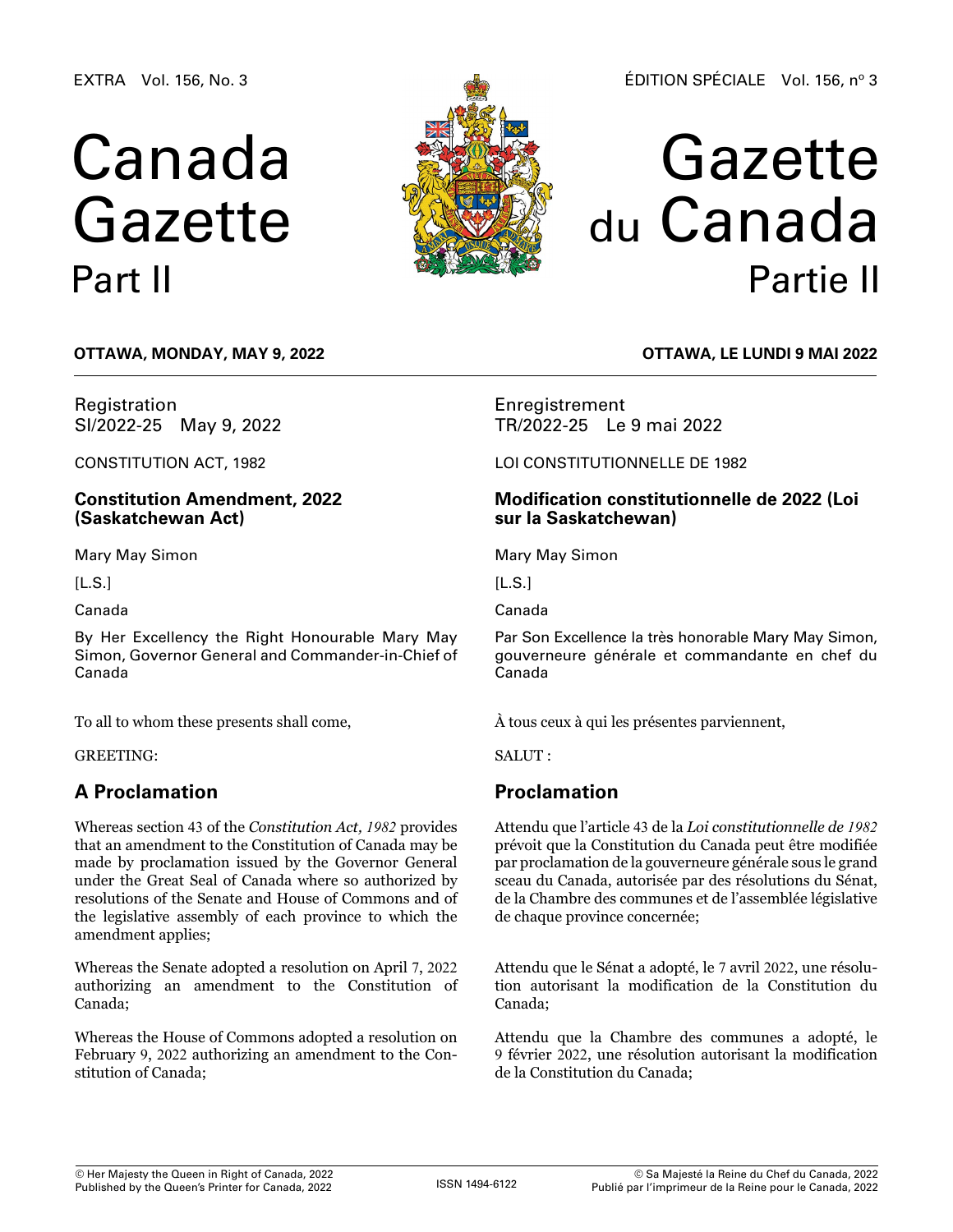EXTRA Vol. 156, No. 3

ÉDITION SPÉCIALE Vol. 156, nº 3

# Canada Gazette Part II

# Gazette du Canada Partie II

**OTTAWA, MONDAY, MAY 9, 2022**

**OTTAWA, LE LUNDI 9 MAI 2022**

Registration
SI/2022-25 May 9, 2022

CONSTITUTION ACT, 1982

## Constitution Amendment, 2022 (Saskatchewan Act)

Mary May Simon

[L.S.]

Canada

By Her Excellency the Right Honourable Mary May Simon, Governor General and Commander-in-Chief of Canada

To all to whom these presents shall come,

GREETING:

## A Proclamation

Whereas section 43 of the *Constitution Act, 1982* provides that an amendment to the Constitution of Canada may be made by proclamation issued by the Governor General under the Great Seal of Canada where so authorized by resolutions of the Senate and House of Commons and of the legislative assembly of each province to which the amendment applies;

Whereas the Senate adopted a resolution on April 7, 2022 authorizing an amendment to the Constitution of Canada;

Whereas the House of Commons adopted a resolution on February 9, 2022 authorizing an amendment to the Constitution of Canada;

Enregistrement
TR/2022-25 Le 9 mai 2022

LOI CONSTITUTIONNELLE DE 1982

## Modification constitutionnelle de 2022 (Loi sur la Saskatchewan)

Mary May Simon

[L.S.]

Canada

Par Son Excellence la très honorable Mary May Simon, gouverneure générale et commandante en chef du Canada

À tous ceux à qui les présentes parviennent,

SALUT :

## Proclamation

Attendu que l'article 43 de la *Loi constitutionnelle de 1982* prévoit que la Constitution du Canada peut être modifiée par proclamation de la gouverneure générale sous le grand sceau du Canada, autorisée par des résolutions du Sénat, de la Chambre des communes et de l'assemblée législative de chaque province concernée;

Attendu que le Sénat a adopté, le 7 avril 2022, une résolution autorisant la modification de la Constitution du Canada;

Attendu que la Chambre des communes a adopté, le 9 février 2022, une résolution autorisant la modification de la Constitution du Canada;

© Her Majesty the Queen in Right of Canada, 2022
Published by the Queen's Printer for Canada, 2022

ISSN 1494-6122

© Sa Majesté la Reine du Chef du Canada, 2022
Publié par l'imprimeur de la Reine pour le Canada, 2022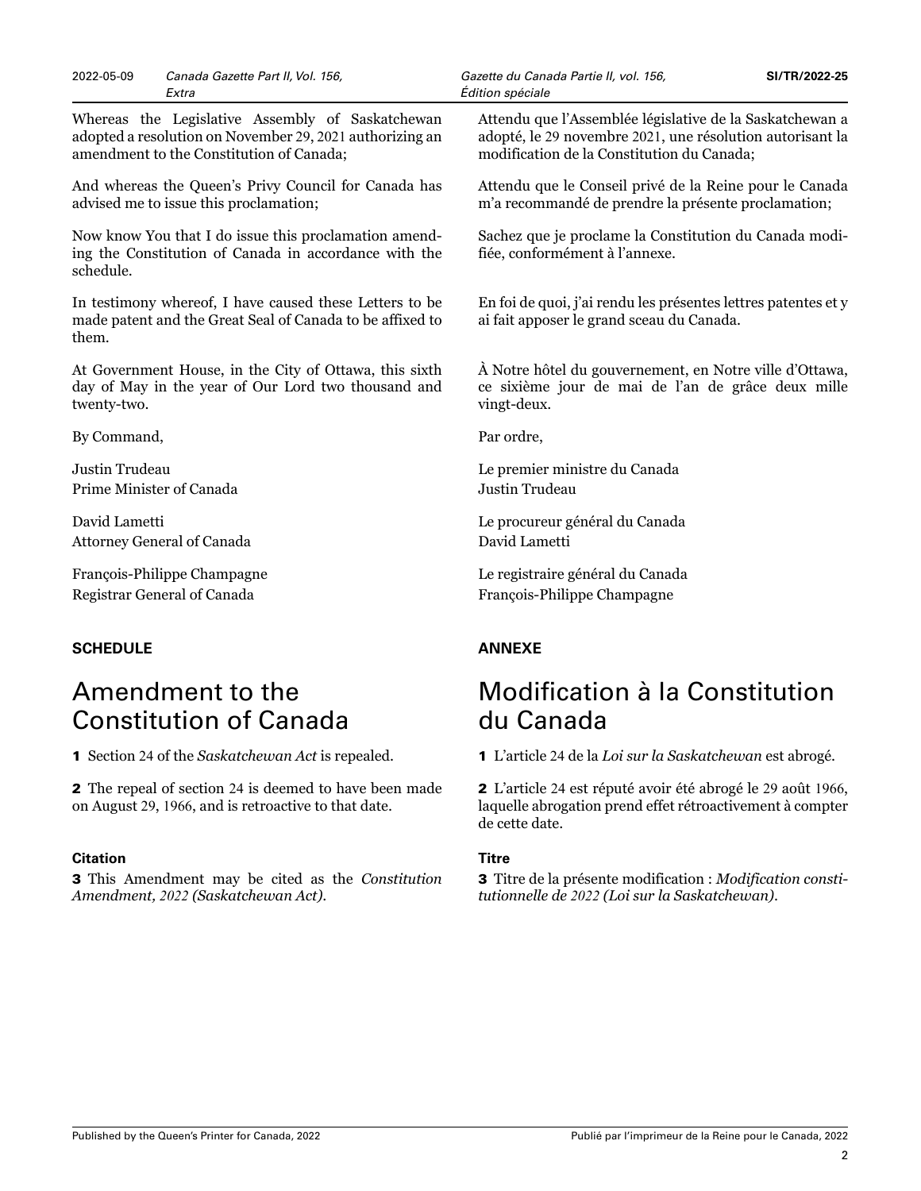Whereas the Legislative Assembly of Saskatchewan adopted a resolution on November 29, 2021 authorizing an amendment to the Constitution of Canada;

And whereas the Queen's Privy Council for Canada has advised me to issue this proclamation;

Now know You that I do issue this proclamation amending the Constitution of Canada in accordance with the schedule.

In testimony whereof, I have caused these Letters to be made patent and the Great Seal of Canada to be affixed to them.

At Government House, in the City of Ottawa, this sixth day of May in the year of Our Lord two thousand and twenty-two.

By Command,

Justin Trudeau
Prime Minister of Canada

David Lametti
Attorney General of Canada

François-Philippe Champagne
Registrar General of Canada

Attendu que l'Assemblée législative de la Saskatchewan a adopté, le 29 novembre 2021, une résolution autorisant la modification de la Constitution du Canada;

Attendu que le Conseil privé de la Reine pour le Canada m'a recommandé de prendre la présente proclamation;

Sachez que je proclame la Constitution du Canada modifiée, conformément à l'annexe.

En foi de quoi, j'ai rendu les présentes lettres patentes et y ai fait apposer le grand sceau du Canada.

À Notre hôtel du gouvernement, en Notre ville d'Ottawa, ce sixième jour de mai de l'an de grâce deux mille vingt-deux.

Par ordre,

Le premier ministre du Canada
Justin Trudeau

Le procureur général du Canada
David Lametti

Le registraire général du Canada
François-Philippe Champagne

**SCHEDULE**

# Amendment to the Constitution of Canada

**1** Section 24 of the *Saskatchewan Act* is repealed.

**2** The repeal of section 24 is deemed to have been made on August 29, 1966, and is retroactive to that date.

### Citation

**3** This Amendment may be cited as the *Constitution Amendment, 2022 (Saskatchewan Act)*.

**ANNEXE**

# Modification à la Constitution du Canada

**1** L'article 24 de la *Loi sur la Saskatchewan* est abrogé.

**2** L'article 24 est réputé avoir été abrogé le 29 août 1966, laquelle abrogation prend effet rétroactivement à compter de cette date.

### Titre

**3** Titre de la présente modification : *Modification constitutionnelle de 2022 (Loi sur la Saskatchewan)*.